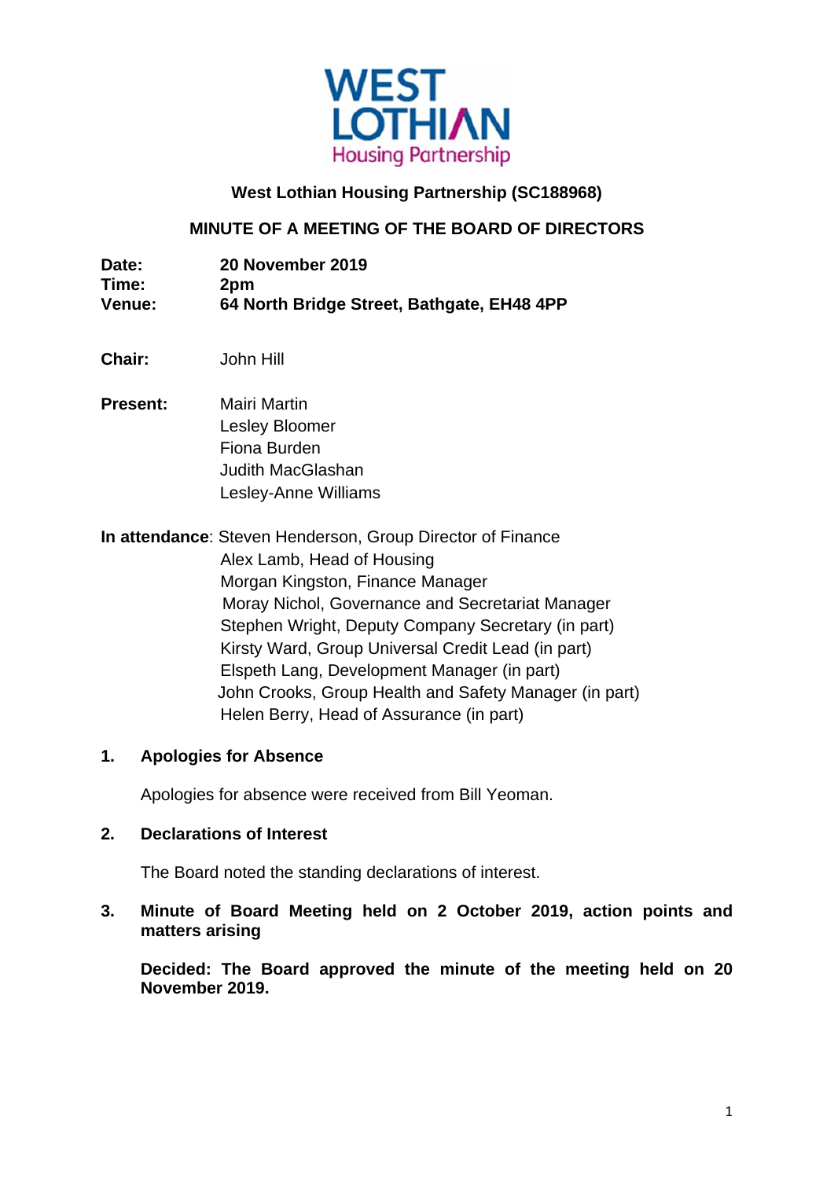WEST LOTHIAN
Housing Partnership

## West Lothian Housing Partnership (SC188968)

## MINUTE OF A MEETING OF THE BOARD OF DIRECTORS

**Date:** **20 November 2019**
**Time:** **2pm**
**Venue:** **64 North Bridge Street, Bathgate, EH48 4PP**

**Chair:** John Hill

**Present:** Mairi Martin
Lesley Bloomer
Fiona Burden
Judith MacGlashan
Lesley-Anne Williams

**In attendance**: Steven Henderson, Group Director of Finance
Alex Lamb, Head of Housing
Morgan Kingston, Finance Manager
Moray Nichol, Governance and Secretariat Manager
Stephen Wright, Deputy Company Secretary (in part)
Kirsty Ward, Group Universal Credit Lead (in part)
Elspeth Lang, Development Manager (in part)
John Crooks, Group Health and Safety Manager (in part)
Helen Berry, Head of Assurance (in part)

### 1. Apologies for Absence

Apologies for absence were received from Bill Yeoman.

### 2. Declarations of Interest

The Board noted the standing declarations of interest.

### 3. Minute of Board Meeting held on 2 October 2019, action points and matters arising

**Decided: The Board approved the minute of the meeting held on 20 November 2019.**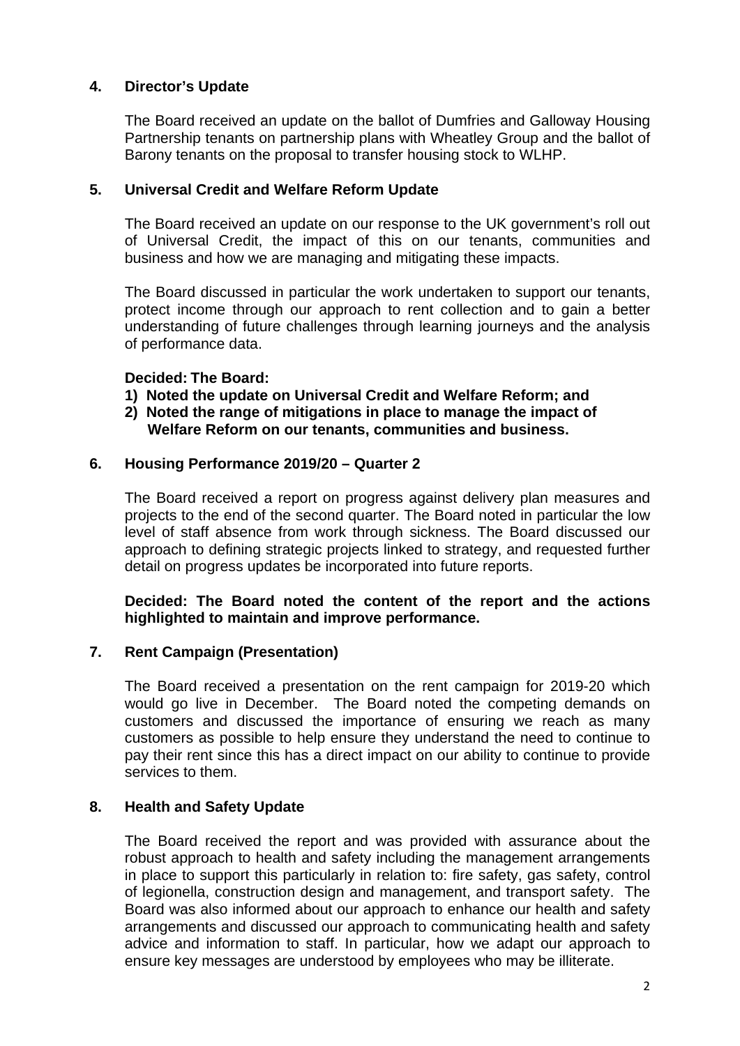## 4. Director's Update

The Board received an update on the ballot of Dumfries and Galloway Housing Partnership tenants on partnership plans with Wheatley Group and the ballot of Barony tenants on the proposal to transfer housing stock to WLHP.

## 5. Universal Credit and Welfare Reform Update

The Board received an update on our response to the UK government's roll out of Universal Credit, the impact of this on our tenants, communities and business and how we are managing and mitigating these impacts.

The Board discussed in particular the work undertaken to support our tenants, protect income through our approach to rent collection and to gain a better understanding of future challenges through learning journeys and the analysis of performance data.

**Decided: The Board:**

1) **Noted the update on Universal Credit and Welfare Reform; and**
2) **Noted the range of mitigations in place to manage the impact of Welfare Reform on our tenants, communities and business.**

## 6. Housing Performance 2019/20 – Quarter 2

The Board received a report on progress against delivery plan measures and projects to the end of the second quarter. The Board noted in particular the low level of staff absence from work through sickness. The Board discussed our approach to defining strategic projects linked to strategy, and requested further detail on progress updates be incorporated into future reports.

**Decided: The Board noted the content of the report and the actions highlighted to maintain and improve performance.**

## 7. Rent Campaign (Presentation)

The Board received a presentation on the rent campaign for 2019-20 which would go live in December. The Board noted the competing demands on customers and discussed the importance of ensuring we reach as many customers as possible to help ensure they understand the need to continue to pay their rent since this has a direct impact on our ability to continue to provide services to them.

## 8. Health and Safety Update

The Board received the report and was provided with assurance about the robust approach to health and safety including the management arrangements in place to support this particularly in relation to: fire safety, gas safety, control of legionella, construction design and management, and transport safety. The Board was also informed about our approach to enhance our health and safety arrangements and discussed our approach to communicating health and safety advice and information to staff. In particular, how we adapt our approach to ensure key messages are understood by employees who may be illiterate.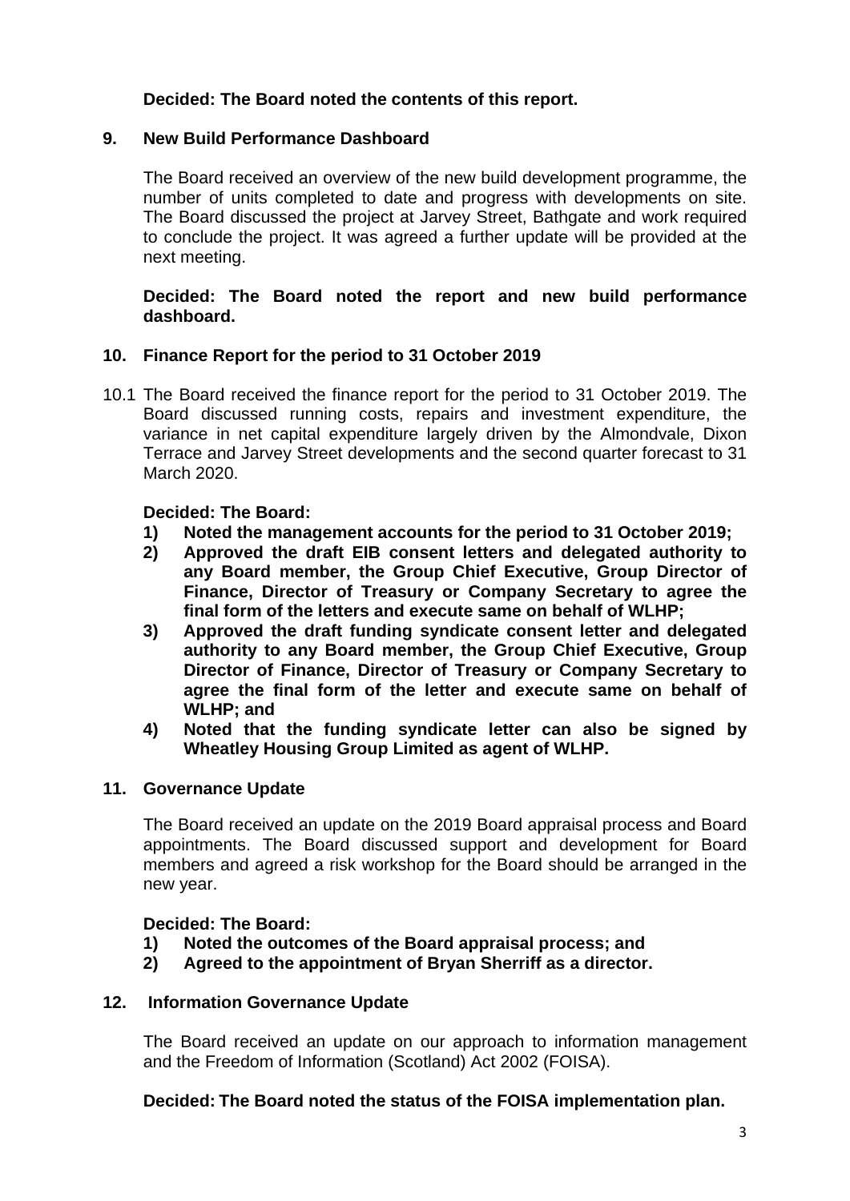**Decided: The Board noted the contents of this report.**

## 9. New Build Performance Dashboard

The Board received an overview of the new build development programme, the number of units completed to date and progress with developments on site. The Board discussed the project at Jarvey Street, Bathgate and work required to conclude the project. It was agreed a further update will be provided at the next meeting.

**Decided: The Board noted the report and new build performance dashboard.**

## 10. Finance Report for the period to 31 October 2019

10.1 The Board received the finance report for the period to 31 October 2019. The Board discussed running costs, repairs and investment expenditure, the variance in net capital expenditure largely driven by the Almondvale, Dixon Terrace and Jarvey Street developments and the second quarter forecast to 31 March 2020.

**Decided: The Board:**

1) **Noted the management accounts for the period to 31 October 2019;**
2) **Approved the draft EIB consent letters and delegated authority to any Board member, the Group Chief Executive, Group Director of Finance, Director of Treasury or Company Secretary to agree the final form of the letters and execute same on behalf of WLHP;**
3) **Approved the draft funding syndicate consent letter and delegated authority to any Board member, the Group Chief Executive, Group Director of Finance, Director of Treasury or Company Secretary to agree the final form of the letter and execute same on behalf of WLHP; and**
4) **Noted that the funding syndicate letter can also be signed by Wheatley Housing Group Limited as agent of WLHP.**

## 11. Governance Update

The Board received an update on the 2019 Board appraisal process and Board appointments. The Board discussed support and development for Board members and agreed a risk workshop for the Board should be arranged in the new year.

**Decided: The Board:**

1) **Noted the outcomes of the Board appraisal process; and**
2) **Agreed to the appointment of Bryan Sherriff as a director.**

## 12. Information Governance Update

The Board received an update on our approach to information management and the Freedom of Information (Scotland) Act 2002 (FOISA).

**Decided: The Board noted the status of the FOISA implementation plan.**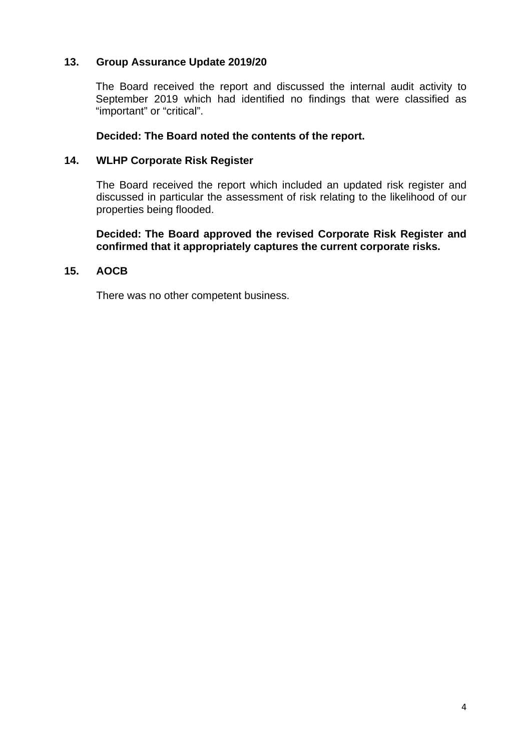**13. Group Assurance Update 2019/20**

The Board received the report and discussed the internal audit activity to September 2019 which had identified no findings that were classified as “important” or “critical”.

**Decided: The Board noted the contents of the report.**

**14. WLHP Corporate Risk Register**

The Board received the report which included an updated risk register and discussed in particular the assessment of risk relating to the likelihood of our properties being flooded.

**Decided: The Board approved the revised Corporate Risk Register and confirmed that it appropriately captures the current corporate risks.**

**15. AOCB**

There was no other competent business.